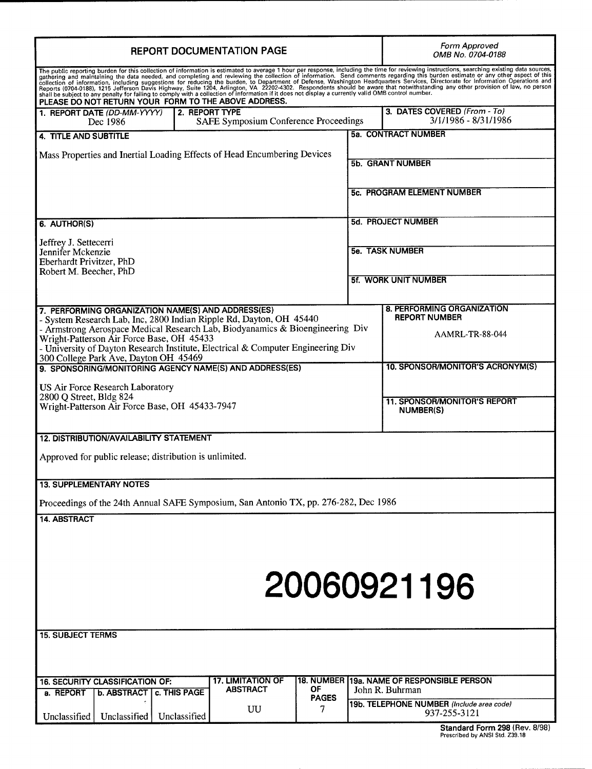# REPORT DOCUMENTATION PAGE

*Form Approved*
*OMB No. 0704-0188*

The public reporting burden for this collection of information is estimated to average 1 hour per response, including the time for reviewing instructions, searching existing data sources, gathering and maintaining the data needed, and completing and reviewing the collection of information. Send comments regarding this burden estimate or any other aspect of this collection of information, including suggestions for reducing the burden, to Department of Defense, Washington Headquarters Services, Directorate for Information Operations and Reports (0704-0188), 1215 Jefferson Davis Highway, Suite 1204, Arlington, VA 22202-4302. Respondents should be aware that notwithstanding any other provision of law, no person shall be subject to any penalty for failing to comply with a collection of information if it does not display a currently valid OMB control number.

**PLEASE DO NOT RETURN YOUR FORM TO THE ABOVE ADDRESS.**

| 1. REPORT DATE *(DD-MM-YYYY)* | 2. REPORT TYPE | 3. DATES COVERED *(From - To)* |
|---|---|---|
| Dec 1986 | SAFE Symposium Conference Proceedings | 3/1/1986 - 8/31/1986 |

**4. TITLE AND SUBTITLE**

Mass Properties and Inertial Loading Effects of Head Encumbering Devices

**5a. CONTRACT NUMBER**

**5b. GRANT NUMBER**

**5c. PROGRAM ELEMENT NUMBER**

**6. AUTHOR(S)**

Jeffrey J. Settecerri
Jennifer Mckenzie
Eberhardt Privitzer, PhD
Robert M. Beecher, PhD

**5d. PROJECT NUMBER**

**5e. TASK NUMBER**

**5f. WORK UNIT NUMBER**

**7. PERFORMING ORGANIZATION NAME(S) AND ADDRESS(ES)**

- System Research Lab, Inc, 2800 Indian Ripple Rd, Dayton, OH 45440
- Armstrong Aerospace Medical Research Lab, Biodyanamics & Bioengineering Div Wright-Patterson Air Force Base, OH 45433
- University of Dayton Research Institute, Electrical & Computer Engineering Div 300 College Park Ave, Dayton OH 45469

**8. PERFORMING ORGANIZATION REPORT NUMBER**

AAMRL-TR-88-044

**9. SPONSORING/MONITORING AGENCY NAME(S) AND ADDRESS(ES)**

US Air Force Research Laboratory
2800 Q Street, Bldg 824
Wright-Patterson Air Force Base, OH 45433-7947

**10. SPONSOR/MONITOR'S ACRONYM(S)**

**11. SPONSOR/MONITOR'S REPORT NUMBER(S)**

**12. DISTRIBUTION/AVAILABILITY STATEMENT**

Approved for public release; distribution is unlimited.

**13. SUPPLEMENTARY NOTES**

Proceedings of the 24th Annual SAFE Symposium, San Antonio TX, pp. 276-282, Dec 1986

**14. ABSTRACT**

20060921196

**15. SUBJECT TERMS**

| 16. SECURITY CLASSIFICATION OF: | | | 17. LIMITATION OF ABSTRACT | 18. NUMBER OF PAGES | 19a. NAME OF RESPONSIBLE PERSON |
|---|---|---|---|---|---|
| a. REPORT | b. ABSTRACT | c. THIS PAGE | | | John R. Buhrman |
| Unclassified | Unclassified | Unclassified | UU | 7 | 19b. TELEPHONE NUMBER *(Include area code)* 937-255-3121 |

**Standard Form 298** (Rev. 8/98)
Prescribed by ANSI Std. Z39.18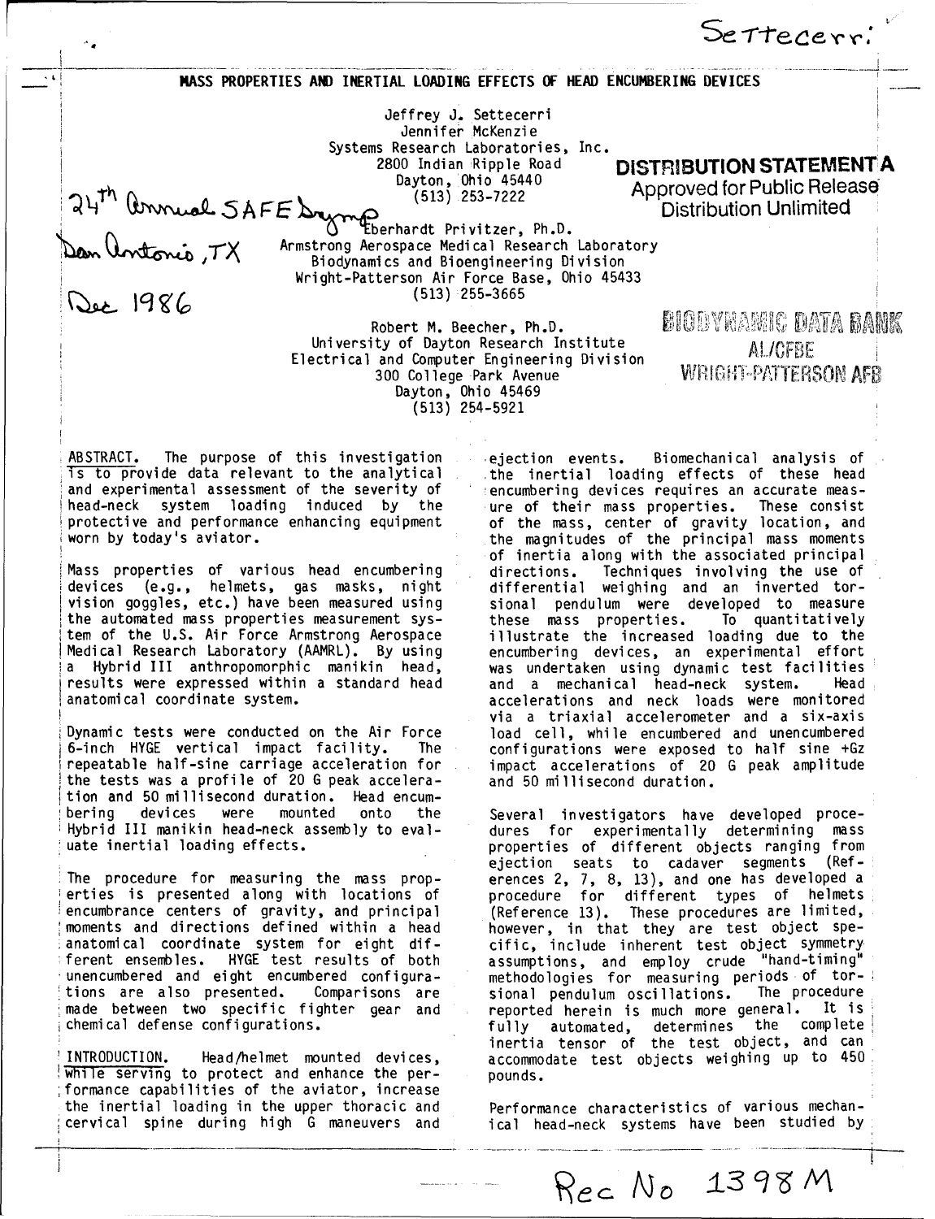# MASS PROPERTIES AND INERTIAL LOADING EFFECTS OF HEAD ENCUMBERING DEVICES

Jeffrey J. Settecerri
Jennifer McKenzie
Systems Research Laboratories, Inc.
2800 Indian Ripple Road
Dayton, Ohio 45440
(513) 253-7222

Eberhardt Privitzer, Ph.D.
Armstrong Aerospace Medical Research Laboratory
Biodynamics and Bioengineering Division
Wright-Patterson Air Force Base, Ohio 45433
(513) 255-3665

Robert M. Beecher, Ph.D.
University of Dayton Research Institute
Electrical and Computer Engineering Division
300 College Park Avenue
Dayton, Ohio 45469
(513) 254-5921

24th Annual SAFE Symp
San Antonio, TX
Dec 1986

**DISTRIBUTION STATEMENT A**
Approved for Public Release
Distribution Unlimited

BIODYNAMIC DATA BANK
AL/CFBE
WRIGHT-PATTERSON AFB

ABSTRACT. The purpose of this investigation is to provide data relevant to the analytical and experimental assessment of the severity of head-neck system loading induced by the protective and performance enhancing equipment worn by today's aviator.

Mass properties of various head encumbering devices (e.g., helmets, gas masks, night vision goggles, etc.) have been measured using the automated mass properties measurement system of the U.S. Air Force Armstrong Aerospace Medical Research Laboratory (AAMRL). By using a Hybrid III anthropomorphic manikin head, results were expressed within a standard head anatomical coordinate system.

Dynamic tests were conducted on the Air Force 6-inch HYGE vertical impact facility. The repeatable half-sine carriage acceleration for the tests was a profile of 20 G peak acceleration and 50 millisecond duration. Head encumbering devices were mounted onto the Hybrid III manikin head-neck assembly to evaluate inertial loading effects.

The procedure for measuring the mass properties is presented along with locations of encumbrance centers of gravity, and principal moments and directions defined within a head anatomical coordinate system for eight different ensembles. HYGE test results of both unencumbered and eight encumbered configurations are also presented. Comparisons are made between two specific fighter gear and chemical defense configurations.

INTRODUCTION. Head/helmet mounted devices, while serving to protect and enhance the performance capabilities of the aviator, increase the inertial loading in the upper thoracic and cervical spine during high G maneuvers and ejection events. Biomechanical analysis of the inertial loading effects of these head encumbering devices requires an accurate measure of their mass properties. These consist of the mass, center of gravity location, and the magnitudes of the principal mass moments of inertia along with the associated principal directions. Techniques involving the use of differential weighing and an inverted torsional pendulum were developed to measure these mass properties. To quantitatively illustrate the increased loading due to the encumbering devices, an experimental effort was undertaken using dynamic test facilities and a mechanical head-neck system. Head accelerations and neck loads were monitored via a triaxial accelerometer and a six-axis load cell, while encumbered and unencumbered configurations were exposed to half sine +Gz impact accelerations of 20 G peak amplitude and 50 millisecond duration.

Several investigators have developed procedures for experimentally determining mass properties of different objects ranging from ejection seats to cadaver segments (References 2, 7, 8, 13), and one has developed a procedure for different types of helmets (Reference 13). These procedures are limited, however, in that they are test object specific, include inherent test object symmetry assumptions, and employ crude "hand-timing" methodologies for measuring periods of torsional pendulum oscillations. The procedure reported herein is much more general. It is fully automated, determines the complete inertia tensor of the test object, and can accommodate test objects weighing up to 450 pounds.

Performance characteristics of various mechanical head-neck systems have been studied by

Rec No 1398M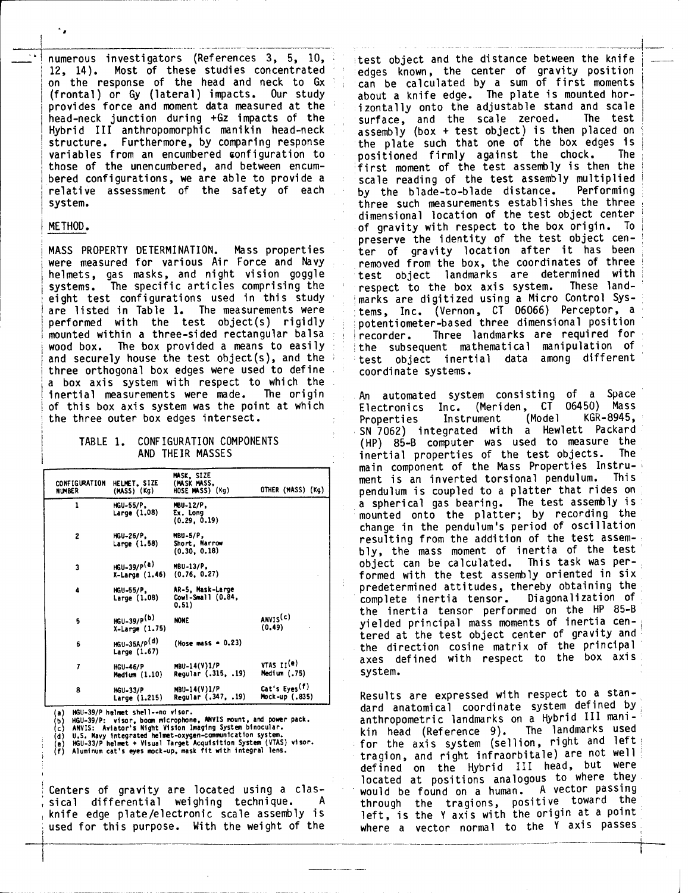numerous investigators (References 3, 5, 10, 12, 14). Most of these studies concentrated on the response of the head and neck to Gx (frontal) or Gy (lateral) impacts. Our study provides force and moment data measured at the head-neck junction during +Gz impacts of the Hybrid III anthropomorphic manikin head-neck structure. Furthermore, by comparing response variables from an encumbered configuration to those of the unencumbered, and between encumbered configurations, we are able to provide a relative assessment of the safety of each system.

## METHOD.

MASS PROPERTY DETERMINATION. Mass properties were measured for various Air Force and Navy helmets, gas masks, and night vision goggle systems. The specific articles comprising the eight test configurations used in this study are listed in Table 1. The measurements were performed with the test object(s) rigidly mounted within a three-sided rectangular balsa wood box. The box provided a means to easily and securely house the test object(s), and the three orthogonal box edges were used to define a box axis system with respect to which the inertial measurements were made. The origin of this box axis system was the point at which the three outer box edges intersect.

TABLE 1. CONFIGURATION COMPONENTS AND THEIR MASSES

| CONFIGURATION NUMBER | HELMET, SIZE (MASS) (Kg) | MASK, SIZE (MASK MASS, HOSE MASS) (Kg) | OTHER (MASS) (Kg) |
|---|---|---|---|
| 1 | HGU-55/P, Large (1.08) | MBU-12/P, Ex. Long (0.29, 0.19) | |
| 2 | HGU-26/P, Large (1.58) | MBU-5/P, Short, Narrow (0.30, 0.18) | |
| 3 | HGU-39/P[a] X-Large (1.46) | MBU-13/P, (0.76, 0.27) | |
| 4 | HGU-55/P, Large (1.08) | AR-5, Mask-Large Cowl-Small (0.84, 0.51) | |
| 5 | HGU-39/P[b] X-Large (1.75) | NONE | ANVIS[c] (0.49) |
| 6 | HGU-35A/P[d] Large (1.67) | (Hose mass = 0.23) | |
| 7 | HGU-46/P Medium (1.10) | MBU-14(V)1/P Regular (.315, .19) | VTAS II[e] Medium (.75) |
| 8 | HGU-33/P Large (1.215) | MBU-14(V)1/P Regular (.347, .19) | Cat's Eyes[f] Mock-up (.835) |

(a) HGU-39/P helmet shell--no visor.
(b) HGU-39/P: visor, boom microphone, ANVIS mount, and power pack.
(c) ANVIS: Aviator's Night Vision Imaging System binocular.
(d) U.S. Navy integrated helmet-oxygen-communication system.
(e) HGU-33/P helmet + Visual Target Acquisition System (VTAS) visor.
(f) Aluminum cat's eyes mock-up, mask fit with integral lens.

Centers of gravity are located using a classical differential weighing technique. A knife edge plate/electronic scale assembly is used for this purpose. With the weight of the test object and the distance between the knife edges known, the center of gravity position can be calculated by a sum of first moments about a knife edge. The plate is mounted horizontally onto the adjustable stand and scale surface, and the scale zeroed. The test assembly (box + test object) is then placed on the plate such that one of the box edges is positioned firmly against the chock. The first moment of the test assembly is then the scale reading of the test assembly multiplied by the blade-to-blade distance. Performing three such measurements establishes the three dimensional location of the test object center of gravity with respect to the box origin. To preserve the identity of the test object center of gravity location after it has been removed from the box, the coordinates of three test object landmarks are determined with respect to the box axis system. These landmarks are digitized using a Micro Control Systems, Inc. (Vernon, CT 06066) Perceptor, a potentiometer-based three dimensional position recorder. Three landmarks are required for the subsequent mathematical manipulation of test object inertial data among different coordinate systems.

An automated system consisting of a Space Electronics Inc. (Meriden, CT 06450) Mass Properties Instrument (Model KGR-8945, SN 7062) integrated with a Hewlett Packard (HP) 85-B computer was used to measure the inertial properties of the test objects. The main component of the Mass Properties Instrument is an inverted torsional pendulum. This pendulum is coupled to a platter that rides on a spherical gas bearing. The test assembly is mounted onto the platter; by recording the change in the pendulum's period of oscillation resulting from the addition of the test assembly, the mass moment of inertia of the test object can be calculated. This task was performed with the test assembly oriented in six predetermined attitudes, thereby obtaining the complete inertia tensor. Diagonalization of the inertia tensor performed on the HP 85-B yielded principal mass moments of inertia centered at the test object center of gravity and the direction cosine matrix of the principal axes defined with respect to the box axis system.

Results are expressed with respect to a standard anatomical coordinate system defined by anthropometric landmarks on a Hybrid III manikin head (Reference 9). The landmarks used for the axis system (sellion, right and left tragion, and right infraorbitale) are not well defined on the Hybrid III head, but were located at positions analogous to where they would be found on a human. A vector passing through the tragions, positive toward the left, is the Y axis with the origin at a point where a vector normal to the Y axis passes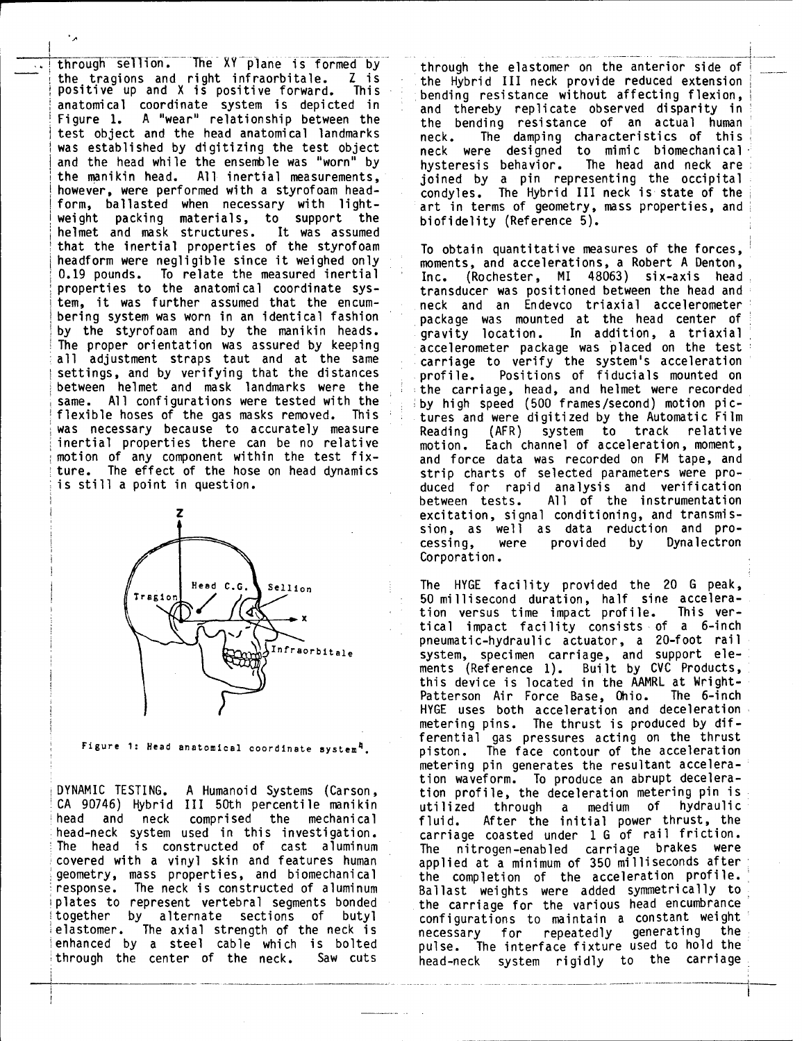through sellion. The XY plane is formed by the tragions and right infraorbitale. Z is positive up and X is positive forward. This anatomical coordinate system is depicted in Figure 1. A "wear" relationship between the test object and the head anatomical landmarks was established by digitizing the test object and the head while the ensemble was "worn" by the manikin head. All inertial measurements, however, were performed with a styrofoam headform, ballasted when necessary with lightweight packing materials, to support the helmet and mask structures. It was assumed that the inertial properties of the styrofoam headform were negligible since it weighed only 0.19 pounds. To relate the measured inertial properties to the anatomical coordinate system, it was further assumed that the encumbering system was worn in an identical fashion by the styrofoam and by the manikin heads. The proper orientation was assured by keeping all adjustment straps taut and at the same settings, and by verifying that the distances between helmet and mask landmarks were the same. All configurations were tested with the flexible hoses of the gas masks removed. This was necessary because to accurately measure inertial properties there can be no relative motion of any component within the test fixture. The effect of the hose on head dynamics is still a point in question.

Figure 1: Head anatomical coordinate system[4].

DYNAMIC TESTING. A Humanoid Systems (Carson, CA 90746) Hybrid III 50th percentile manikin head and neck comprised the mechanical head-neck system used in this investigation. The head is constructed of cast aluminum covered with a vinyl skin and features human geometry, mass properties, and biomechanical response. The neck is constructed of aluminum plates to represent vertebral segments bonded together by alternate sections of butyl elastomer. The axial strength of the neck is enhanced by a steel cable which is bolted through the center of the neck. Saw cuts through the elastomer on the anterior side of the Hybrid III neck provide reduced extension bending resistance without affecting flexion, and thereby replicate observed disparity in the bending resistance of an actual human neck. The damping characteristics of this neck were designed to mimic biomechanical hysteresis behavior. The head and neck are joined by a pin representing the occipital condyles. The Hybrid III neck is state of the art in terms of geometry, mass properties, and biofidelity (Reference 5).

To obtain quantitative measures of the forces, moments, and accelerations, a Robert A Denton, Inc. (Rochester, MI 48063) six-axis head transducer was positioned between the head and neck and an Endevco triaxial accelerometer package was mounted at the head center of gravity location. In addition, a triaxial accelerometer package was placed on the test carriage to verify the system's acceleration profile. Positions of fiducials mounted on the carriage, head, and helmet were recorded by high speed (500 frames/second) motion pictures and were digitized by the Automatic Film Reading (AFR) system to track relative motion. Each channel of acceleration, moment, and force data was recorded on FM tape, and strip charts of selected parameters were produced for rapid analysis and verification between tests. All of the instrumentation excitation, signal conditioning, and transmission, as well as data reduction and processing, were provided by Dynalectron Corporation.

The HYGE facility provided the 20 G peak, 50 millisecond duration, half sine acceleration versus time impact profile. This vertical impact facility consists of a 6-inch pneumatic-hydraulic actuator, a 20-foot rail system, specimen carriage, and support elements (Reference 1). Built by CVC Products, this device is located in the AAMRL at Wright-Patterson Air Force Base, Ohio. The 6-inch HYGE uses both acceleration and deceleration metering pins. The thrust is produced by differential gas pressures acting on the thrust piston. The face contour of the acceleration metering pin generates the resultant acceleration waveform. To produce an abrupt deceleration profile, the deceleration metering pin is utilized through a medium of hydraulic fluid. After the initial power thrust, the carriage coasted under 1 G of rail friction. The nitrogen-enabled carriage brakes were applied at a minimum of 350 milliseconds after the completion of the acceleration profile. Ballast weights were added symmetrically to the carriage for the various head encumbrance configurations to maintain a constant weight necessary for repeatedly generating the pulse. The interface fixture used to hold the head-neck system rigidly to the carriage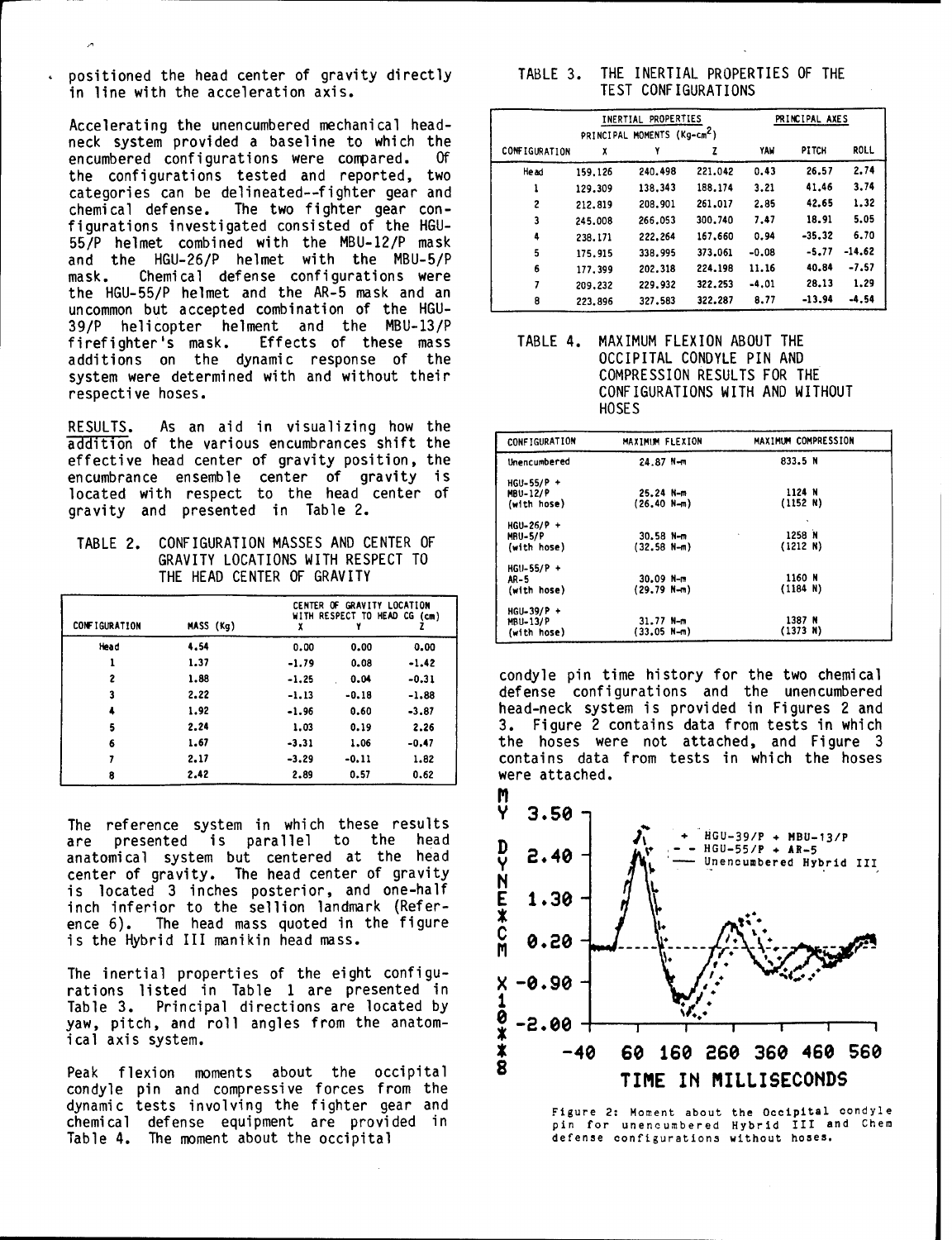positioned the head center of gravity directly in line with the acceleration axis.

Accelerating the unencumbered mechanical head-neck system provided a baseline to which the encumbered configurations were compared. Of the configurations tested and reported, two categories can be delineated--fighter gear and chemical defense. The two fighter gear configurations investigated consisted of the HGU-55/P helmet combined with the MBU-12/P mask and the HGU-26/P helmet with the MBU-5/P mask. Chemical defense configurations were the HGU-55/P helmet and the AR-5 mask and an uncommon but accepted combination of the HGU-39/P helicopter helment and the MBU-13/P firefighter's mask. Effects of these mass additions on the dynamic response of the system were determined with and without their respective hoses.

RESULTS. As an aid in visualizing how the addition of the various encumbrances shift the effective head center of gravity position, the encumbrance ensemble center of gravity is located with respect to the head center of gravity and presented in Table 2.

TABLE 2. CONFIGURATION MASSES AND CENTER OF GRAVITY LOCATIONS WITH RESPECT TO THE HEAD CENTER OF GRAVITY

| CONFIGURATION | MASS (Kg) | CENTER OF GRAVITY LOCATION WITH RESPECT TO HEAD CG (cm) X | Y | Z |
|---|---|---|---|---|
| Head | 4.54 | 0.00 | 0.00 | 0.00 |
| 1 | 1.37 | -1.79 | 0.08 | -1.42 |
| 2 | 1.88 | -1.25 | 0.04 | -0.31 |
| 3 | 2.22 | -1.13 | -0.18 | -1.88 |
| 4 | 1.92 | -1.96 | 0.60 | -3.87 |
| 5 | 2.24 | 1.03 | 0.19 | 2.26 |
| 6 | 1.67 | -3.31 | 1.06 | -0.47 |
| 7 | 2.17 | -3.29 | -0.11 | 1.82 |
| 8 | 2.42 | 2.89 | 0.57 | 0.62 |

The reference system in which these results are presented is parallel to the head anatomical system but centered at the head center of gravity. The head center of gravity is located 3 inches posterior, and one-half inch inferior to the sellion landmark (Reference 6). The head mass quoted in the figure is the Hybrid III manikin head mass.

The inertial properties of the eight configurations listed in Table 1 are presented in Table 3. Principal directions are located by yaw, pitch, and roll angles from the anatomical axis system.

Peak flexion moments about the occipital condyle pin and compressive forces from the dynamic tests involving the fighter gear and chemical defense equipment are provided in Table 4. The moment about the occipital condyle pin time history for the two chemical defense configurations and the unencumbered head-neck system is provided in Figures 2 and 3. Figure 2 contains data from tests in which the hoses were not attached, and Figure 3 contains data from tests in which the hoses were attached.

TABLE 3. THE INERTIAL PROPERTIES OF THE TEST CONFIGURATIONS

| CONFIGURATION | INERTIAL PROPERTIES PRINCIPAL MOMENTS (Kg-cm$^2$) X | Y | Z | PRINCIPAL AXES YAW | PITCH | ROLL |
|---|---|---|---|---|---|---|
| Head | 159.126 | 240.498 | 221.042 | 0.43 | 26.57 | 2.74 |
| 1 | 129.309 | 138.343 | 188.174 | 3.21 | 41.46 | 3.74 |
| 2 | 212.819 | 208.901 | 261.017 | 2.85 | 42.65 | 1.32 |
| 3 | 245.008 | 266.053 | 300.740 | 7.47 | 18.91 | 5.05 |
| 4 | 238.171 | 222.264 | 167.660 | 0.94 | -35.32 | 6.70 |
| 5 | 175.915 | 338.995 | 373.061 | -0.08 | -5.77 | -14.62 |
| 6 | 177.399 | 202.318 | 224.198 | 11.16 | 40.84 | -7.57 |
| 7 | 209.232 | 229.932 | 322.253 | -4.01 | 28.13 | 1.29 |
| 8 | 223.896 | 327.583 | 322.287 | 8.77 | -13.94 | -4.54 |

TABLE 4. MAXIMUM FLEXION ABOUT THE OCCIPITAL CONDYLE PIN AND COMPRESSION RESULTS FOR THE CONFIGURATIONS WITH AND WITHOUT HOSES

| CONFIGURATION | MAXIMUM FLEXION | MAXIMUM COMPRESSION |
|---|---|---|
| Unencumbered | 24.87 N-m | 833.5 N |
| HGU-55/P + MBU-12/P (with hose) | 25.24 N-m (26.40 N-m) | 1124 N (1152 N) |
| HGU-26/P + MBU-5/P (with hose) | 30.58 N-m (32.58 N-m) | 1258 N (1212 N) |
| HGU-55/P + AR-5 (with hose) | 30.09 N-m (29.79 N-m) | 1160 N (1184 N) |
| HGU-39/P + MBU-13/P (with hose) | 31.77 N-m (33.05 N-m) | 1387 N (1373 N) |

Figure 2: Moment about the Occipital condyle pin for unencumbered Hybrid III and Chem defense configurations without hoses.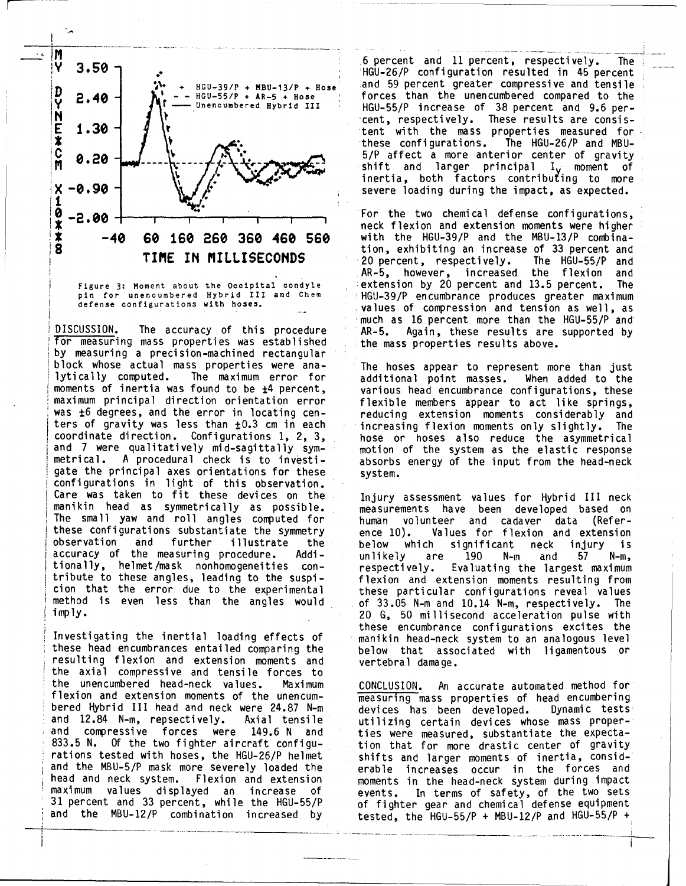Figure 3: Moment about the Occipital condyle pin for unencumbered Hybrid III and Chem defense configurations with hoses.

DISCUSSION. The accuracy of this procedure for measuring mass properties was established by measuring a precision-machined rectangular block whose actual mass properties were analytically computed. The maximum error for moments of inertia was found to be ±4 percent, maximum principal direction orientation error was ±6 degrees, and the error in locating centers of gravity was less than ±0.3 cm in each coordinate direction. Configurations 1, 2, 3, and 7 were qualitatively mid-sagittally symmetrical. A procedural check is to investigate the principal axes orientations for these configurations in light of this observation. Care was taken to fit these devices on the manikin head as symmetrically as possible. The small yaw and roll angles computed for these configurations substantiate the symmetry observation and further illustrate the accuracy of the measuring procedure. Additionally, helmet/mask nonhomogeneities contribute to these angles, leading to the suspicion that the error due to the experimental method is even less than the angles would imply.

Investigating the inertial loading effects of these head encumbrances entailed comparing the resulting flexion and extension moments and the axial compressive and tensile forces to the unencumbered head-neck values. Maximum flexion and extension moments of the unencumbered Hybrid III head and neck were 24.87 N-m and 12.84 N-m, repsectively. Axial tensile and compressive forces were 149.6 N and 833.5 N. Of the two fighter aircraft configurations tested with hoses, the HGU-26/P helmet and the MBU-5/P mask more severely loaded the head and neck system. Flexion and extension maximum values displayed an increase of 31 percent and 33 percent, while the HGU-55/P and the MBU-12/P combination increased by 6 percent and 11 percent, respectively. The HGU-26/P configuration resulted in 45 percent and 59 percent greater compressive and tensile forces than the unencumbered compared to the HGU-55/P increase of 38 percent and 9.6 percent, respectively. These results are consistent with the mass properties measured for these configurations. The HGU-26/P and MBU-5/P affect a more anterior center of gravity shift and larger principal $I_y$ moment of inertia, both factors contributing to more severe loading during the impact, as expected.

For the two chemical defense configurations, neck flexion and extension moments were higher with the HGU-39/P and the MBU-13/P combination, exhibiting an increase of 33 percent and 20 percent, respectively. The HGU-55/P and AR-5, however, increased the flexion and extension by 20 percent and 13.5 percent. The HGU-39/P encumbrance produces greater maximum values of compression and tension as well, as much as 16 percent more than the HGU-55/P and AR-5. Again, these results are supported by the mass properties results above.

The hoses appear to represent more than just additional point masses. When added to the various head encumbrance configurations, these flexible members appear to act like springs, reducing extension moments considerably and increasing flexion moments only slightly. The hose or hoses also reduce the asymmetrical motion of the system as the elastic response absorbs energy of the input from the head-neck system.

Injury assessment values for Hybrid III neck measurements have been developed based on human volunteer and cadaver data (Reference 10). Values for flexion and extension below which significant neck injury is unlikely are 190 N-m and 57 N-m, respectively. Evaluating the largest maximum flexion and extension moments resulting from these particular configurations reveal values of 33.05 N-m and 10.14 N-m, respectively. The 20 G, 50 millisecond acceleration pulse with these encumbrance configurations excites the manikin head-neck system to an analogous level below that associated with ligamentous or vertebral damage.

CONCLUSION. An accurate automated method for measuring mass properties of head encumbering devices has been developed. Dynamic tests utilizing certain devices whose mass properties were measured, substantiate the expectation that for more drastic center of gravity shifts and larger moments of inertia, considerable increases occur in the forces and moments in the head-neck system during impact events. In terms of safety, of the two sets of fighter gear and chemical defense equipment tested, the HGU-55/P + MBU-12/P and HGU-55/P +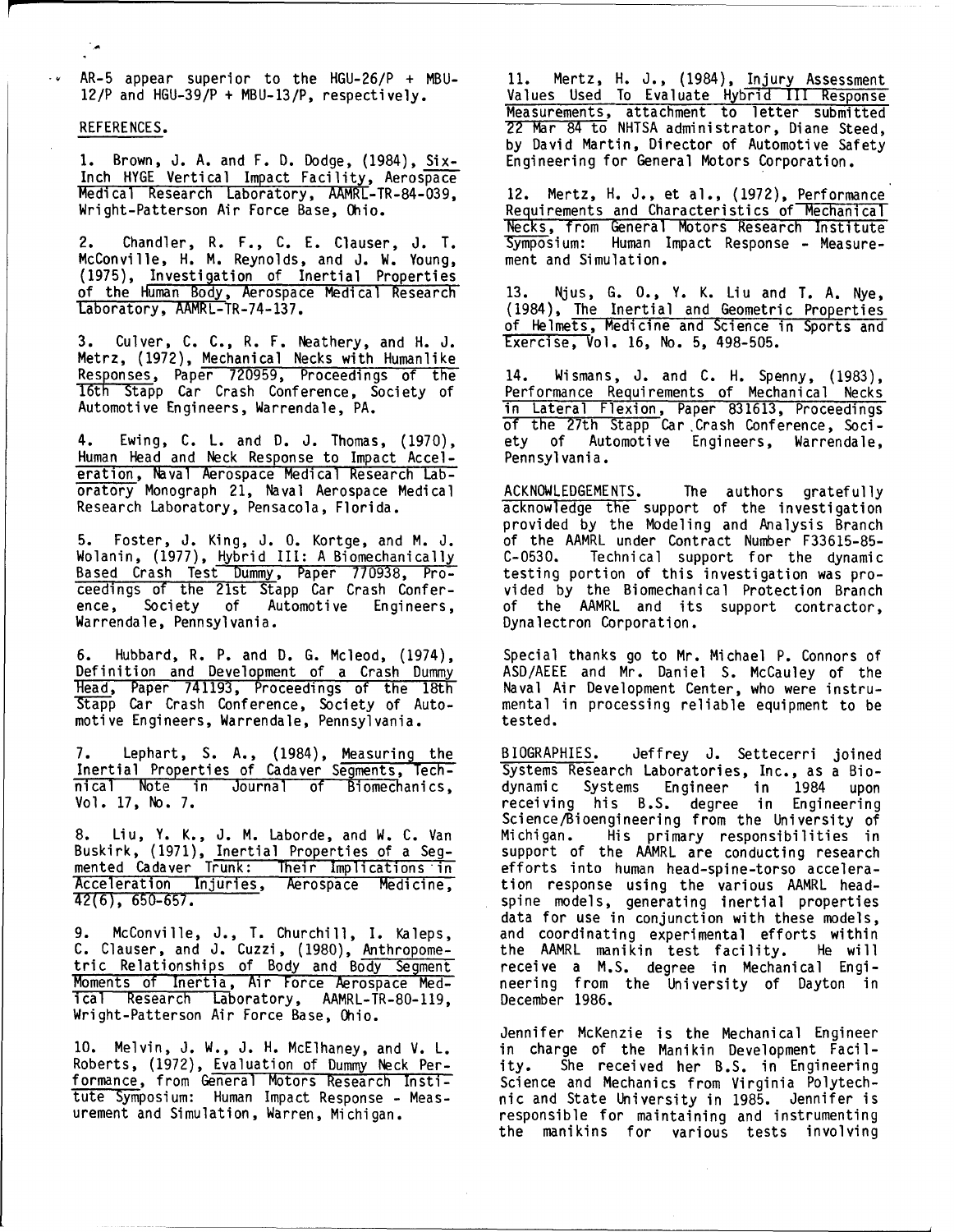AR-5 appear superior to the HGU-26/P + MBU-12/P and HGU-39/P + MBU-13/P, respectively.

## REFERENCES.

1. Brown, J. A. and F. D. Dodge, (1984), Six-Inch HYGE Vertical Impact Facility, Aerospace Medical Research Laboratory, AAMRL-TR-84-039, Wright-Patterson Air Force Base, Ohio.

2. Chandler, R. F., C. E. Clauser, J. T. McConville, H. M. Reynolds, and J. W. Young, (1975), Investigation of Inertial Properties of the Human Body, Aerospace Medical Research Laboratory, AAMRL-TR-74-137.

3. Culver, C. C., R. F. Neathery, and H. J. Metrz, (1972), Mechanical Necks with Humanlike Responses, Paper 720959, Proceedings of the 16th Stapp Car Crash Conference, Society of Automotive Engineers, Warrendale, PA.

4. Ewing, C. L. and D. J. Thomas, (1970), Human Head and Neck Response to Impact Acceleration, Naval Aerospace Medical Research Laboratory Monograph 21, Naval Aerospace Medical Research Laboratory, Pensacola, Florida.

5. Foster, J. King, J. O. Kortge, and M. J. Wolanin, (1977), Hybrid III: A Biomechanically Based Crash Test Dummy, Paper 770938, Proceedings of the 21st Stapp Car Crash Conference, Society of Automotive Engineers, Warrendale, Pennsylvania.

6. Hubbard, R. P. and D. G. Mcleod, (1974), Definition and Development of a Crash Dummy Head, Paper 741193, Proceedings of the 18th Stapp Car Crash Conference, Society of Automotive Engineers, Warrendale, Pennsylvania.

7. Lephart, S. A., (1984), Measuring the Inertial Properties of Cadaver Segments, Technical Note in Journal of Biomechanics, Vol. 17, No. 7.

8. Liu, Y. K., J. M. Laborde, and W. C. Van Buskirk, (1971), Inertial Properties of a Segmented Cadaver Trunk: Their Implications in Acceleration Injuries, Aerospace Medicine, 42(6), 650-657.

9. McConville, J., T. Churchill, I. Kaleps, C. Clauser, and J. Cuzzi, (1980), Anthropometric Relationships of Body and Body Segment Moments of Inertia, Air Force Aerospace Medical Research Laboratory, AAMRL-TR-80-119, Wright-Patterson Air Force Base, Ohio.

10. Melvin, J. W., J. H. McElhaney, and V. L. Roberts, (1972), Evaluation of Dummy Neck Performance, from General Motors Research Institute Symposium: Human Impact Response - Measurement and Simulation, Warren, Michigan.

11. Mertz, H. J., (1984), Injury Assessment Values Used To Evaluate Hybrid III Response Measurements, attachment to letter submitted 22 Mar 84 to NHTSA administrator, Diane Steed, by David Martin, Director of Automotive Safety Engineering for General Motors Corporation.

12. Mertz, H. J., et al., (1972), Performance Requirements and Characteristics of Mechanical Necks, from General Motors Research Institute Symposium: Human Impact Response - Measurement and Simulation.

13. Njus, G. O., Y. K. Liu and T. A. Nye, (1984), The Inertial and Geometric Properties of Helmets, Medicine and Science in Sports and Exercise, Vol. 16, No. 5, 498-505.

14. Wismans, J. and C. H. Spenny, (1983), Performance Requirements of Mechanical Necks in Lateral Flexion, Paper 831613, Proceedings of the 27th Stapp Car Crash Conference, Society of Automotive Engineers, Warrendale, Pennsylvania.

**ACKNOWLEDGEMENTS.** The authors gratefully acknowledge the support of the investigation provided by the Modeling and Analysis Branch of the AAMRL under Contract Number F33615-85-C-0530. Technical support for the dynamic testing portion of this investigation was provided by the Biomechanical Protection Branch of the AAMRL and its support contractor, Dynalectron Corporation.

Special thanks go to Mr. Michael P. Connors of ASD/AEEE and Mr. Daniel S. McCauley of the Naval Air Development Center, who were instrumental in processing reliable equipment to be tested.

**BIOGRAPHIES.** Jeffrey J. Settecerri joined Systems Research Laboratories, Inc., as a Biodynamic Systems Engineer in 1984 upon receiving his B.S. degree in Engineering Science/Bioengineering from the University of Michigan. His primary responsibilities in support of the AAMRL are conducting research efforts into human head-spine-torso acceleration response using the various AAMRL head-spine models, generating inertial properties data for use in conjunction with these models, and coordinating experimental efforts within the AAMRL manikin test facility. He will receive a M.S. degree in Mechanical Engineering from the University of Dayton in December 1986.

Jennifer McKenzie is the Mechanical Engineer in charge of the Manikin Development Facility. She received her B.S. in Engineering Science and Mechanics from Virginia Polytechnic and State University in 1985. Jennifer is responsible for maintaining and instrumenting the manikins for various tests involving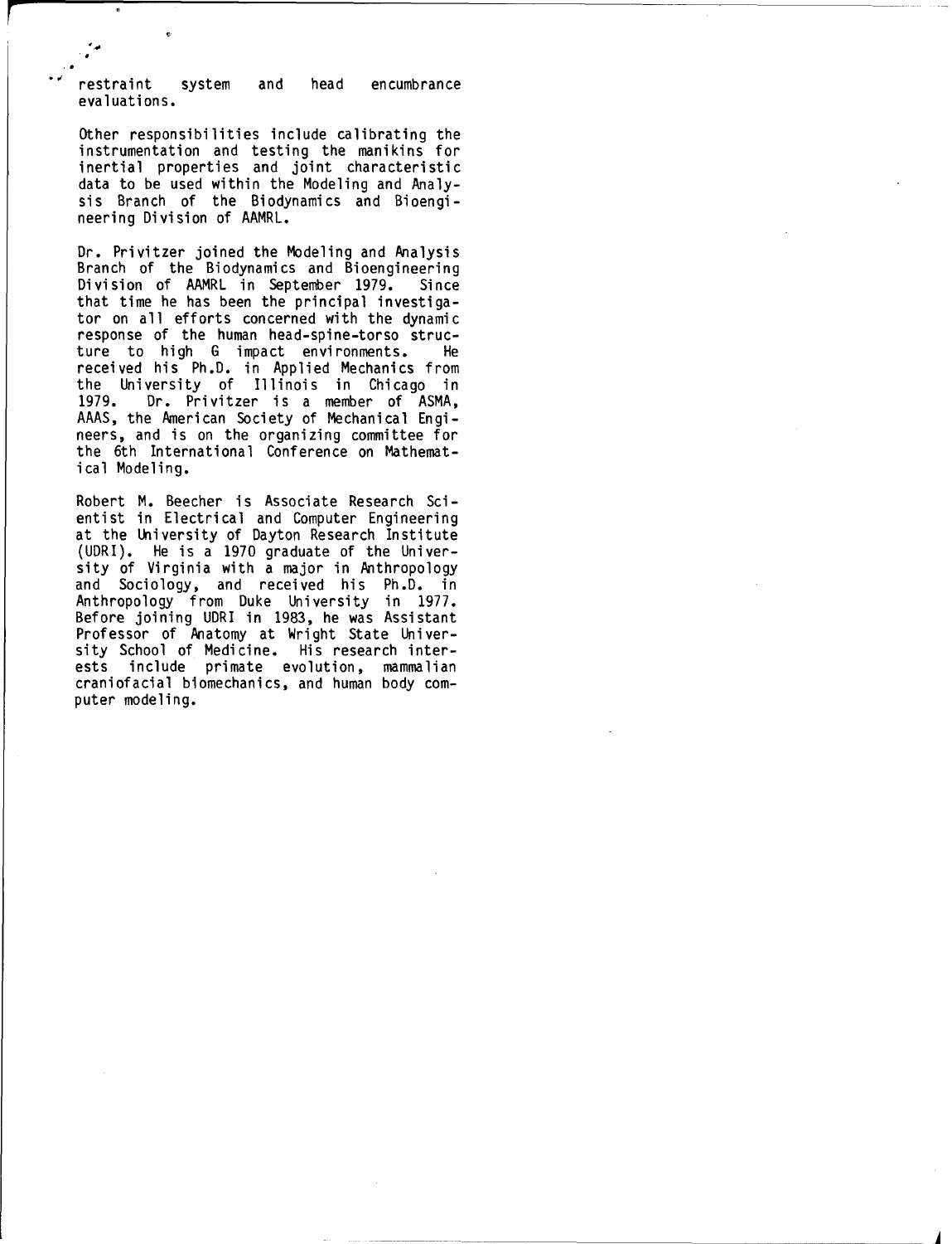restraint system and head encumbrance evaluations.

Other responsibilities include calibrating the instrumentation and testing the manikins for inertial properties and joint characteristic data to be used within the Modeling and Analysis Branch of the Biodynamics and Bioengineering Division of AAMRL.

Dr. Privitzer joined the Modeling and Analysis Branch of the Biodynamics and Bioengineering Division of AAMRL in September 1979. Since that time he has been the principal investigator on all efforts concerned with the dynamic response of the human head-spine-torso structure to high G impact environments. He received his Ph.D. in Applied Mechanics from the University of Illinois in Chicago in 1979. Dr. Privitzer is a member of ASMA, AAAS, the American Society of Mechanical Engineers, and is on the organizing committee for the 6th International Conference on Mathematical Modeling.

Robert M. Beecher is Associate Research Scientist in Electrical and Computer Engineering at the University of Dayton Research Institute (UDRI). He is a 1970 graduate of the University of Virginia with a major in Anthropology and Sociology, and received his Ph.D. in Anthropology from Duke University in 1977. Before joining UDRI in 1983, he was Assistant Professor of Anatomy at Wright State University School of Medicine. His research interests include primate evolution, mammalian craniofacial biomechanics, and human body computer modeling.